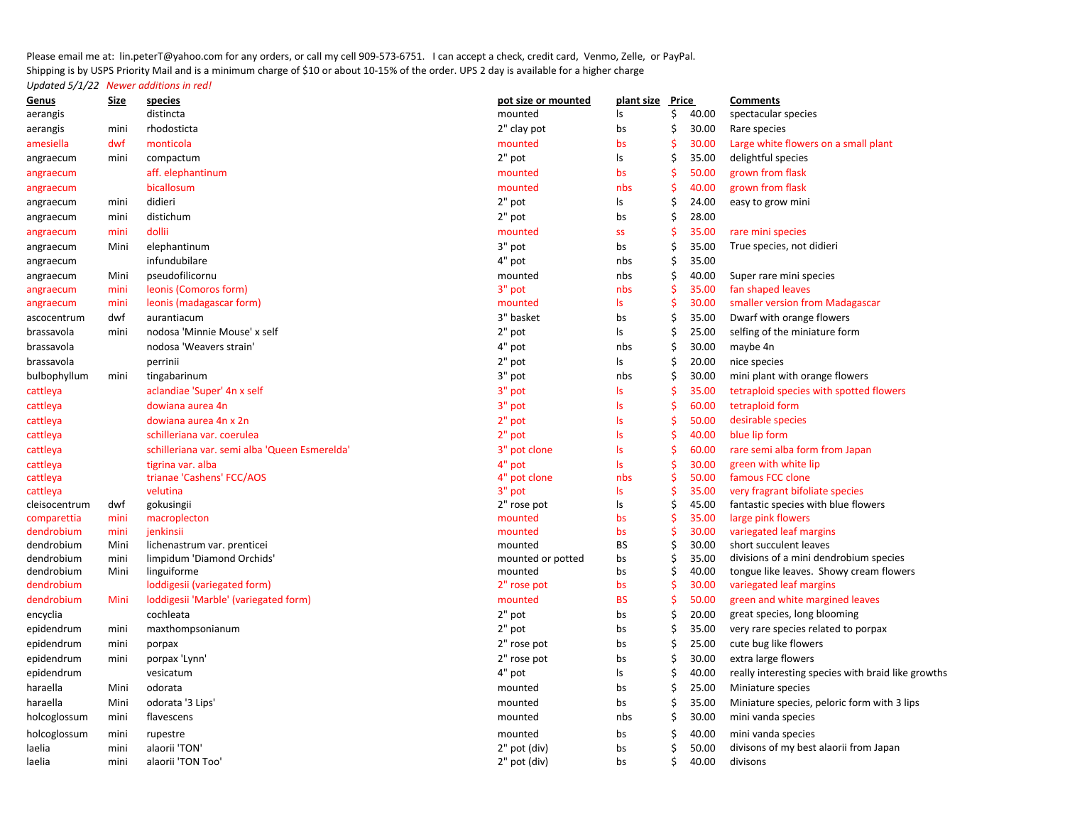Please email me at: lin.peterT@yahoo.com for any orders, or call my cell 909-573-6751. I can accept a check, credit card, Venmo, Zelle, or PayPal.
Shipping is by USPS Priority Mail and is a minimum charge of $10 or about 10-15% of the order. UPS 2 day is available for a higher charge

*Updated 5/1/22 Newer additions in red!*

| Genus | Size | species | pot size or mounted | plant size | Price | Comments |
|---|---|---|---|---|---|---|
| aerangis | | distincta | mounted | ls | $ 40.00 | spectacular species |
| aerangis | mini | rhodosticta | 2" clay pot | bs | $ 30.00 | Rare species |
| amesiella | dwf | monticola | mounted | bs | $ 30.00 | Large white flowers on a small plant |
| angraecum | mini | compactum | 2" pot | ls | $ 35.00 | delightful species |
| angraecum | | aff. elephantinum | mounted | bs | $ 50.00 | grown from flask |
| angraecum | | bicallosum | mounted | nbs | $ 40.00 | grown from flask |
| angraecum | mini | didieri | 2" pot | ls | $ 24.00 | easy to grow mini |
| angraecum | mini | distichum | 2" pot | bs | $ 28.00 | |
| angraecum | mini | dollii | mounted | ss | $ 35.00 | rare mini species |
| angraecum | Mini | elephantinum | 3" pot | bs | $ 35.00 | True species, not didieri |
| angraecum | | infundubilare | 4" pot | nbs | $ 35.00 | |
| angraecum | Mini | pseudofilicornu | mounted | nbs | $ 40.00 | Super rare mini species |
| angraecum | mini | leonis (Comoros form) | 3" pot | nbs | $ 35.00 | fan shaped leaves |
| angraecum | mini | leonis (madagascar form) | mounted | ls | $ 30.00 | smaller version from Madagascar |
| ascocentrum | dwf | aurantiacum | 3" basket | bs | $ 35.00 | Dwarf with orange flowers |
| brassavola | mini | nodosa 'Minnie Mouse' x self | 2" pot | ls | $ 25.00 | selfing of the miniature form |
| brassavola | | nodosa 'Weavers strain' | 4" pot | nbs | $ 30.00 | maybe 4n |
| brassavola | | perrinii | 2" pot | ls | $ 20.00 | nice species |
| bulbophyllum | mini | tingabarinum | 3" pot | nbs | $ 30.00 | mini plant with orange flowers |
| cattleya | | aclandiae 'Super' 4n x self | 3" pot | ls | $ 35.00 | tetraploid species with spotted flowers |
| cattleya | | dowiana aurea 4n | 3" pot | ls | $ 60.00 | tetraploid form |
| cattleya | | dowiana aurea 4n x 2n | 2" pot | ls | $ 50.00 | desirable species |
| cattleya | | schilleriana var. coerulea | 2" pot | ls | $ 40.00 | blue lip form |
| cattleya | | schilleriana var. semi alba 'Queen Esmerelda' | 3" pot clone | ls | $ 60.00 | rare semi alba form from Japan |
| cattleya | | tigrina var. alba | 4" pot | ls | $ 30.00 | green with white lip |
| cattleya | | trianae 'Cashens' FCC/AOS | 4" pot clone | nbs | $ 50.00 | famous FCC clone |
| cattleya | | velutina | 3" pot | ls | $ 35.00 | very fragrant bifoliate species |
| cleisocentrum | dwf | gokusingii | 2" rose pot | ls | $ 45.00 | fantastic species with blue flowers |
| comparettia | mini | macroplecton | mounted | bs | $ 35.00 | large pink flowers |
| dendrobium | mini | jenkinsii | mounted | bs | $ 30.00 | variegated leaf margins |
| dendrobium | Mini | lichenastrum var. prenticei | mounted | BS | $ 30.00 | short succulent leaves |
| dendrobium | mini | limpidum 'Diamond Orchids' | mounted or potted | bs | $ 35.00 | divisions of a mini dendrobium species |
| dendrobium | Mini | linguiforme | mounted | bs | $ 40.00 | tongue like leaves. Showy cream flowers |
| dendrobium | | loddigesii (variegated form) | 2" rose pot | bs | $ 30.00 | variegated leaf margins |
| dendrobium | Mini | loddigesii 'Marble' (variegated form) | mounted | BS | $ 50.00 | green and white margined leaves |
| encyclia | | cochleata | 2" pot | bs | $ 20.00 | great species, long blooming |
| epidendrum | mini | maxthompsonianum | 2" pot | bs | $ 35.00 | very rare species related to porpax |
| epidendrum | mini | porpax | 2" rose pot | bs | $ 25.00 | cute bug like flowers |
| epidendrum | mini | porpax 'Lynn' | 2" rose pot | bs | $ 30.00 | extra large flowers |
| epidendrum | | vesicatum | 4" pot | ls | $ 40.00 | really interesting species with braid like growths |
| haraella | Mini | odorata | mounted | bs | $ 25.00 | Miniature species |
| haraella | Mini | odorata '3 Lips' | mounted | bs | $ 35.00 | Miniature species, peloric form with 3 lips |
| holcoglossum | mini | flavescens | mounted | nbs | $ 30.00 | mini vanda species |
| holcoglossum | mini | rupestre | mounted | bs | $ 40.00 | mini vanda species |
| laelia | mini | alaorii 'TON' | 2" pot (div) | bs | $ 50.00 | divisons of my best alaorii from Japan |
| laelia | mini | alaorii 'TON Too' | 2" pot (div) | bs | $ 40.00 | divisons |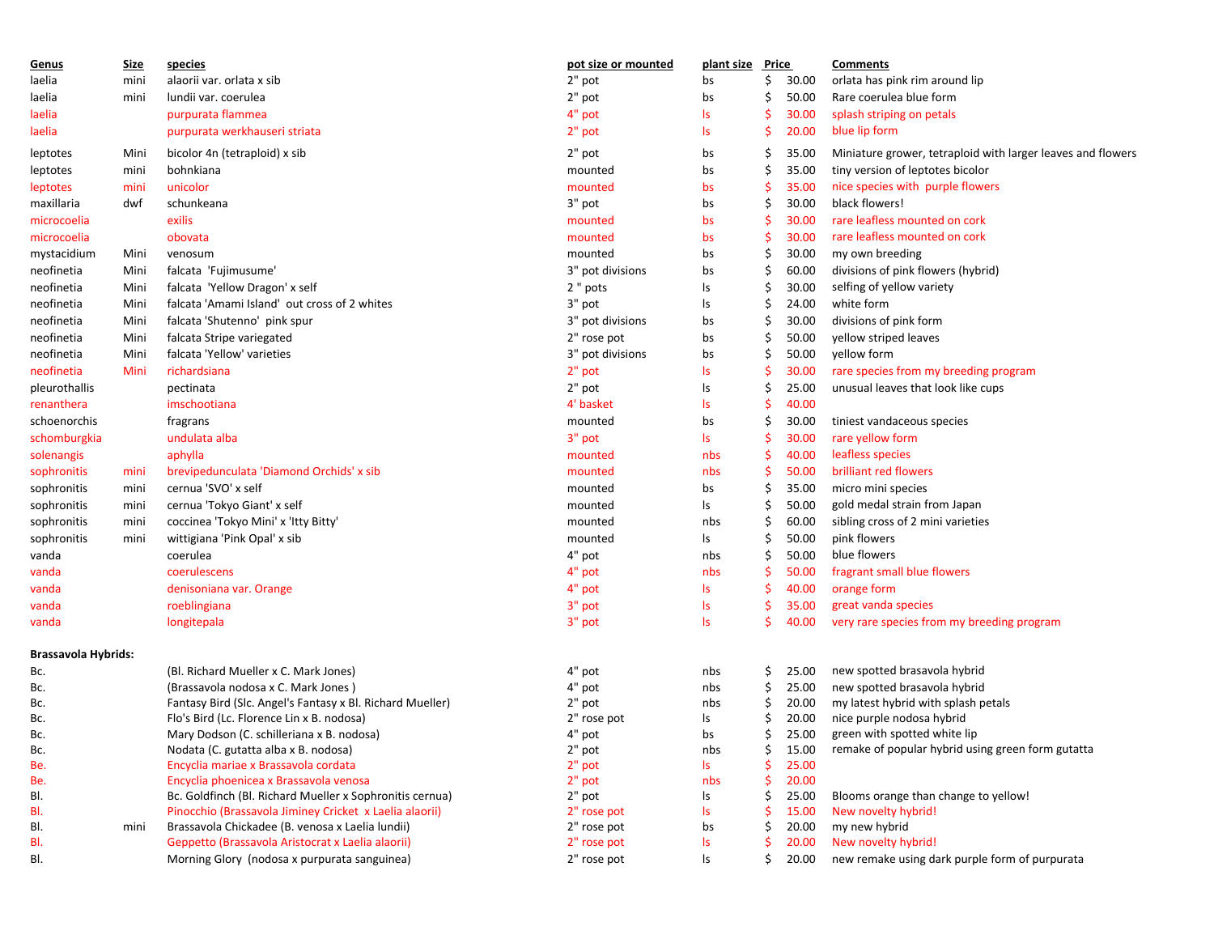| Genus | Size | species | pot size or mounted | plant size | Price | Comments |
|---|---|---|---|---|---|---|
| laelia | mini | alaorii var. orlata x sib | 2" pot | bs | $ 30.00 | orlata has pink rim around lip |
| laelia | mini | lundii var. coerulea | 2" pot | bs | $ 50.00 | Rare coerulea blue form |
| laelia | | purpurata flammea | 4" pot | ls | $ 30.00 | splash striping on petals |
| laelia | | purpurata werkhauseri striata | 2" pot | ls | $ 20.00 | blue lip form |
| leptotes | Mini | bicolor 4n (tetraploid) x sib | 2" pot | bs | $ 35.00 | Miniature grower, tetraploid with larger leaves and flowers |
| leptotes | mini | bohnkiana | mounted | bs | $ 35.00 | tiny version of leptotes bicolor |
| leptotes | mini | unicolor | mounted | bs | $ 35.00 | nice species with purple flowers |
| maxillaria | dwf | schunkeana | 3" pot | bs | $ 30.00 | black flowers! |
| microcoelia | | exilis | mounted | bs | $ 30.00 | rare leafless mounted on cork |
| microcoelia | | obovata | mounted | bs | $ 30.00 | rare leafless mounted on cork |
| mystacidium | Mini | venosum | mounted | bs | $ 30.00 | my own breeding |
| neofinetia | Mini | falcata 'Fujimusume' | 3" pot divisions | bs | $ 60.00 | divisions of pink flowers (hybrid) |
| neofinetia | Mini | falcata 'Yellow Dragon' x self | 2 " pots | ls | $ 30.00 | selfing of yellow variety |
| neofinetia | Mini | falcata 'Amami Island' out cross of 2 whites | 3" pot | ls | $ 24.00 | white form |
| neofinetia | Mini | falcata 'Shutenno' pink spur | 3" pot divisions | bs | $ 30.00 | divisions of pink form |
| neofinetia | Mini | falcata Stripe variegated | 2" rose pot | bs | $ 50.00 | yellow striped leaves |
| neofinetia | Mini | falcata 'Yellow' varieties | 3" pot divisions | bs | $ 50.00 | yellow form |
| neofinetia | Mini | richardsiana | 2" pot | ls | $ 30.00 | rare species from my breeding program |
| pleurothallis | | pectinata | 2" pot | ls | $ 25.00 | unusual leaves that look like cups |
| renanthera | | imschootiana | 4' basket | ls | $ 40.00 | |
| schoenorchis | | fragrans | mounted | bs | $ 30.00 | tiniest vandaceous species |
| schomburgkia | | undulata alba | 3" pot | ls | $ 30.00 | rare yellow form |
| solenangis | | aphylla | mounted | nbs | $ 40.00 | leafless species |
| sophronitis | mini | brevipedunculata 'Diamond Orchids' x sib | mounted | nbs | $ 50.00 | brilliant red flowers |
| sophronitis | mini | cernua 'SVO' x self | mounted | bs | $ 35.00 | micro mini species |
| sophronitis | mini | cernua 'Tokyo Giant' x self | mounted | ls | $ 50.00 | gold medal strain from Japan |
| sophronitis | mini | coccinea 'Tokyo Mini' x 'Itty Bitty' | mounted | nbs | $ 60.00 | sibling cross of 2 mini varieties |
| sophronitis | mini | wittigiana 'Pink Opal' x sib | mounted | ls | $ 50.00 | pink flowers |
| vanda | | coerulea | 4" pot | nbs | $ 50.00 | blue flowers |
| vanda | | coerulescens | 4" pot | nbs | $ 50.00 | fragrant small blue flowers |
| vanda | | denisoniana var. Orange | 4" pot | ls | $ 40.00 | orange form |
| vanda | | roeblingiana | 3" pot | ls | $ 35.00 | great vanda species |
| vanda | | longitepala | 3" pot | ls | $ 40.00 | very rare species from my breeding program |
| **Brassavola Hybrids:** | | | | | | |
| Bc. | | (Bl. Richard Mueller x C. Mark Jones) | 4" pot | nbs | $ 25.00 | new spotted brasavola hybrid |
| Bc. | | (Brassavola nodosa x C. Mark Jones ) | 4" pot | nbs | $ 25.00 | new spotted brasavola hybrid |
| Bc. | | Fantasy Bird (Slc. Angel's Fantasy x Bl. Richard Mueller) | 2" pot | nbs | $ 20.00 | my latest hybrid with splash petals |
| Bc. | | Flo's Bird (Lc. Florence Lin x B. nodosa) | 2" rose pot | ls | $ 20.00 | nice purple nodosa hybrid |
| Bc. | | Mary Dodson (C. schilleriana x B. nodosa) | 4" pot | bs | $ 25.00 | green with spotted white lip |
| Bc. | | Nodata (C. gutatta alba x B. nodosa) | 2" pot | nbs | $ 15.00 | remake of popular hybrid using green form gutatta |
| Be. | | Encyclia mariae x Brassavola cordata | 2" pot | ls | $ 25.00 | |
| Be. | | Encyclia phoenicea x Brassavola venosa | 2" pot | nbs | $ 20.00 | |
| Bl. | | Bc. Goldfinch (Bl. Richard Mueller x Sophronitis cernua) | 2" pot | ls | $ 25.00 | Blooms orange than change to yellow! |
| Bl. | | Pinocchio (Brassavola Jiminey Cricket x Laelia alaorii) | 2" rose pot | ls | $ 15.00 | New novelty hybrid! |
| Bl. | mini | Brassavola Chickadee (B. venosa x Laelia lundii) | 2" rose pot | bs | $ 20.00 | my new hybrid |
| Bl. | | Geppetto (Brassavola Aristocrat x Laelia alaorii) | 2" rose pot | ls | $ 20.00 | New novelty hybrid! |
| Bl. | | Morning Glory (nodosa x purpurata sanguinea) | 2" rose pot | ls | $ 20.00 | new remake using dark purple form of purpurata |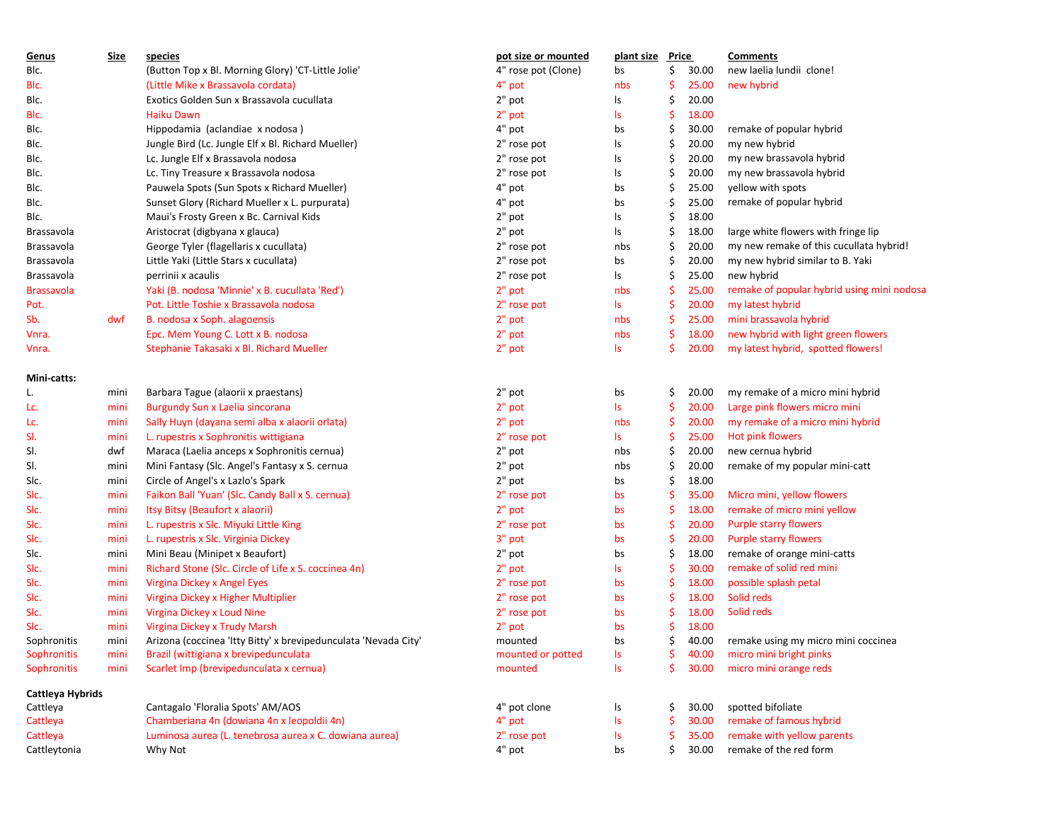| Genus | Size | species | pot size or mounted | plant size | Price | Comments |
|---|---|---|---|---|---|---|
| Blc. | | (Button Top x Bl. Morning Glory) 'CT-Little Jolie' | 4" rose pot (Clone) | bs | $ 30.00 | new laelia lundii clone! |
| Blc. | | (Little Mike x Brassavola cordata) | 4" pot | nbs | $ 25.00 | new hybrid |
| Blc. | | Exotics Golden Sun x Brassavola cucullata | 2" pot | ls | $ 20.00 | |
| Blc. | | Haiku Dawn | 2" pot | ls | $ 18.00 | |
| Blc. | | Hippodamia (aclandiae x nodosa ) | 4" pot | bs | $ 30.00 | remake of popular hybrid |
| Blc. | | Jungle Bird (Lc. Jungle Elf x Bl. Richard Mueller) | 2" rose pot | ls | $ 20.00 | my new hybrid |
| Blc. | | Lc. Jungle Elf x Brassavola nodosa | 2" rose pot | ls | $ 20.00 | my new brassavola hybrid |
| Blc. | | Lc. Tiny Treasure x Brassavola nodosa | 2" rose pot | ls | $ 20.00 | my new brassavola hybrid |
| Blc. | | Pauwela Spots (Sun Spots x Richard Mueller) | 4" pot | bs | $ 25.00 | yellow with spots |
| Blc. | | Sunset Glory (Richard Mueller x L. purpurata) | 4" pot | bs | $ 25.00 | remake of popular hybrid |
| Blc. | | Maui's Frosty Green x Bc. Carnival Kids | 2" pot | ls | $ 18.00 | |
| Brassavola | | Aristocrat (digbyana x glauca) | 2" pot | ls | $ 18.00 | large white flowers with fringe lip |
| Brassavola | | George Tyler (flagellaris x cucullata) | 2" rose pot | nbs | $ 20.00 | my new remake of this cucullata hybrid! |
| Brassavola | | Little Yaki (Little Stars x cucullata) | 2" rose pot | bs | $ 20.00 | my new hybrid similar to B. Yaki |
| Brassavola | | perrinii x acaulis | 2" rose pot | ls | $ 25.00 | new hybrid |
| Brassavola | | Yaki (B. nodosa 'Minnie' x B. cucullata 'Red') | 2" pot | nbs | $ 25.00 | remake of popular hybrid using mini nodosa |
| Pot. | | Pot. Little Toshie x Brassavola nodosa | 2" rose pot | ls | $ 20.00 | my latest hybrid |
| Sb. | dwf | B. nodosa x Soph. alagoensis | 2" pot | nbs | $ 25.00 | mini brassavola hybrid |
| Vnra. | | Epc. Mem Young C. Lott x B. nodosa | 2" pot | nbs | $ 18.00 | new hybrid with light green flowers |
| Vnra. | | Stephanie Takasaki x Bl. Richard Mueller | 2" pot | ls | $ 20.00 | my latest hybrid, spotted flowers! |
| **Mini-catts:** | | | | | | |
| L. | mini | Barbara Tague (alaorii x praestans) | 2" pot | bs | $ 20.00 | my remake of a micro mini hybrid |
| Lc. | mini | Burgundy Sun x Laelia sincorana | 2" pot | ls | $ 20.00 | Large pink flowers micro mini |
| Lc. | mini | Sally Huyn (dayana semi alba x alaorii orlata) | 2" pot | nbs | $ 20.00 | my remake of a micro mini hybrid |
| Sl. | mini | L. rupestris x Sophronitis wittigiana | 2" rose pot | ls | $ 25.00 | Hot pink flowers |
| Sl. | dwf | Maraca (Laelia anceps x Sophronitis cernua) | 2" pot | nbs | $ 20.00 | new cernua hybrid |
| Sl. | mini | Mini Fantasy (Slc. Angel's Fantasy x S. cernua | 2" pot | nbs | $ 20.00 | remake of my popular mini-catt |
| Slc. | mini | Circle of Angel's x Lazlo's Spark | 2" pot | bs | $ 18.00 | |
| Slc. | mini | Faikon Ball 'Yuan' (Slc. Candy Ball x S. cernua) | 2" rose pot | bs | $ 35.00 | Micro mini, yellow flowers |
| Slc. | mini | Itsy Bitsy (Beaufort x alaorii) | 2" pot | bs | $ 18.00 | remake of micro mini yellow |
| Slc. | mini | L. rupestris x Slc. Miyuki Little King | 2" rose pot | bs | $ 20.00 | Purple starry flowers |
| Slc. | mini | L. rupestris x Slc. Virginia Dickey | 3" pot | bs | $ 20.00 | Purple starry flowers |
| Slc. | mini | Mini Beau (Minipet x Beaufort) | 2" pot | bs | $ 18.00 | remake of orange mini-catts |
| Slc. | mini | Richard Stone (Slc. Circle of Life x S. coccinea 4n) | 2" pot | ls | $ 30.00 | remake of solid red mini |
| Slc. | mini | Virgina Dickey x Angel Eyes | 2" rose pot | bs | $ 18.00 | possible splash petal |
| Slc. | mini | Virgina Dickey x Higher Multiplier | 2" rose pot | bs | $ 18.00 | Solid reds |
| Slc. | mini | Virgina Dickey x Loud Nine | 2" rose pot | bs | $ 18.00 | Solid reds |
| Slc. | mini | Virgina Dickey x Trudy Marsh | 2" pot | bs | $ 18.00 | |
| Sophronitis | mini | Arizona (coccinea 'Itty Bitty' x brevipedunculata 'Nevada City' | mounted | bs | $ 40.00 | remake using my micro mini coccinea |
| Sophronitis | mini | Brazil (wittigiana x brevipedunculata | mounted or potted | ls | $ 40.00 | micro mini bright pinks |
| Sophronitis | mini | Scarlet Imp (brevipedunculata x cernua) | mounted | ls | $ 30.00 | micro mini orange reds |
| **Cattleya Hybrids** | | | | | | |
| Cattleya | | Cantagalo 'Floralia Spots' AM/AOS | 4" pot clone | ls | $ 30.00 | spotted bifoliate |
| Cattleya | | Chamberiana 4n (dowiana 4n x leopoldii 4n) | 4" pot | ls | $ 30.00 | remake of famous hybrid |
| Cattleya | | Luminosa aurea (L. tenebrosa aurea x C. dowiana aurea) | 2" rose pot | ls | $ 35.00 | remake with yellow parents |
| Cattleytonia | | Why Not | 4" pot | bs | $ 30.00 | remake of the red form |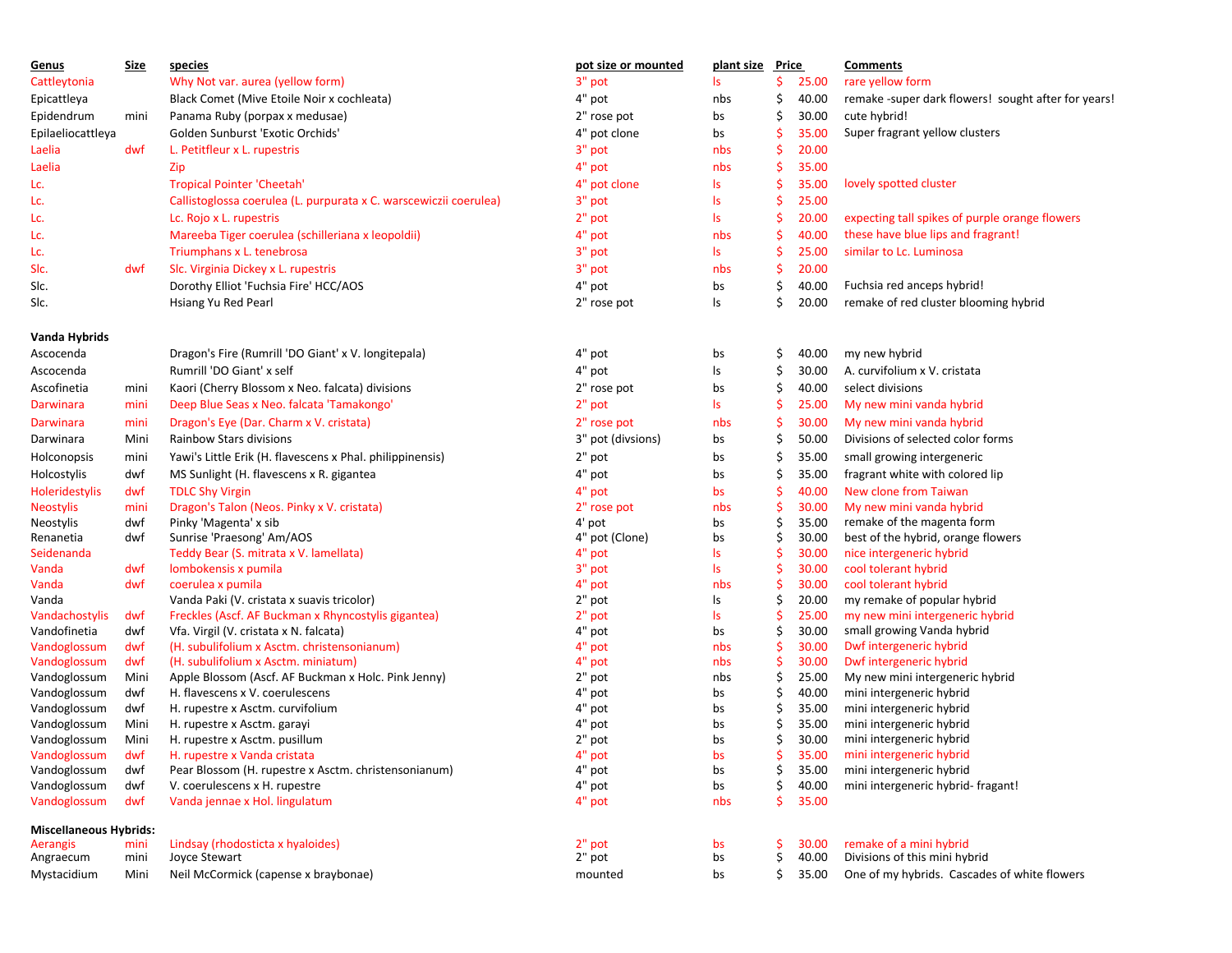| Genus | Size | species | pot size or mounted | plant size | Price | Comments |
|---|---|---|---|---|---|---|
| Cattleytonia | | Why Not var. aurea (yellow form) | 3" pot | ls | $ 25.00 | rare yellow form |
| Epicattleya | | Black Comet (Mive Etoile Noir x cochleata) | 4" pot | nbs | $ 40.00 | remake -super dark flowers! sought after for years! |
| Epidendrum | mini | Panama Ruby (porpax x medusae) | 2" rose pot | bs | $ 30.00 | cute hybrid! |
| Epilaeliocattleya | | Golden Sunburst 'Exotic Orchids' | 4" pot clone | bs | $ 35.00 | Super fragrant yellow clusters |
| Laelia | dwf | L. Petitfleur x L. rupestris | 3" pot | nbs | $ 20.00 | |
| Laelia | | Zip | 4" pot | nbs | $ 35.00 | |
| Lc. | | Tropical Pointer 'Cheetah' | 4" pot clone | ls | $ 35.00 | lovely spotted cluster |
| Lc. | | Callistoglossa coerulea (L. purpurata x C. warscewiczii coerulea) | 3" pot | ls | $ 25.00 | |
| Lc. | | Lc. Rojo x L. rupestris | 2" pot | ls | $ 20.00 | expecting tall spikes of purple orange flowers |
| Lc. | | Mareeba Tiger coerulea (schilleriana x leopoldii) | 4" pot | nbs | $ 40.00 | these have blue lips and fragrant! |
| Lc. | | Triumphans x L. tenebrosa | 3" pot | ls | $ 25.00 | similar to Lc. Luminosa |
| Slc. | dwf | Slc. Virginia Dickey x L. rupestris | 3" pot | nbs | $ 20.00 | |
| Slc. | | Dorothy Elliot 'Fuchsia Fire' HCC/AOS | 4" pot | bs | $ 40.00 | Fuchsia red anceps hybrid! |
| Slc. | | Hsiang Yu Red Pearl | 2" rose pot | ls | $ 20.00 | remake of red cluster blooming hybrid |
| **Vanda Hybrids** | | | | | | |
| Ascocenda | | Dragon's Fire (Rumrill 'DO Giant' x V. longitepala) | 4" pot | bs | $ 40.00 | my new hybrid |
| Ascocenda | | Rumrill 'DO Giant' x self | 4" pot | ls | $ 30.00 | A. curvifolium x V. cristata |
| Ascofinetia | mini | Kaori (Cherry Blossom x Neo. falcata) divisions | 2" rose pot | bs | $ 40.00 | select divisions |
| Darwinara | mini | Deep Blue Seas x Neo. falcata 'Tamakongo' | 2" pot | ls | $ 25.00 | My new mini vanda hybrid |
| Darwinara | mini | Dragon's Eye (Dar. Charm x V. cristata) | 2" rose pot | nbs | $ 30.00 | My new mini vanda hybrid |
| Darwinara | Mini | Rainbow Stars divisions | 3" pot (divsions) | bs | $ 50.00 | Divisions of selected color forms |
| Holconopsis | mini | Yawi's Little Erik (H. flavescens x Phal. philippinensis) | 2" pot | bs | $ 35.00 | small growing intergeneric |
| Holcostylis | dwf | MS Sunlight (H. flavescens x R. gigantea | 4" pot | bs | $ 35.00 | fragrant white with colored lip |
| Holeridestylis | dwf | TDLC Shy Virgin | 4" pot | bs | $ 40.00 | New clone from Taiwan |
| Neostylis | mini | Dragon's Talon (Neos. Pinky x V. cristata) | 2" rose pot | nbs | $ 30.00 | My new mini vanda hybrid |
| Neostylis | dwf | Pinky 'Magenta' x sib | 4' pot | bs | $ 35.00 | remake of the magenta form |
| Renanetia | dwf | Sunrise 'Praesong' Am/AOS | 4" pot (Clone) | bs | $ 30.00 | best of the hybrid, orange flowers |
| Seidenanda | | Teddy Bear (S. mitrata x V. lamellata) | 4" pot | ls | $ 30.00 | nice intergeneric hybrid |
| Vanda | dwf | lombokensis x pumila | 3" pot | ls | $ 30.00 | cool tolerant hybrid |
| Vanda | dwf | coerulea x pumila | 4" pot | nbs | $ 30.00 | cool tolerant hybrid |
| Vanda | | Vanda Paki (V. cristata x suavis tricolor) | 2" pot | ls | $ 20.00 | my remake of popular hybrid |
| Vandachostylis | dwf | Freckles (Ascf. AF Buckman x Rhyncostylis gigantea) | 2" pot | ls | $ 25.00 | my new mini intergeneric hybrid |
| Vandofinetia | dwf | Vfa. Virgil (V. cristata x N. falcata) | 4" pot | bs | $ 30.00 | small growing Vanda hybrid |
| Vandoglossum | dwf | (H. subulifolium x Asctm. christensonianum) | 4" pot | nbs | $ 30.00 | Dwf intergeneric hybrid |
| Vandoglossum | dwf | (H. subulifolium x Asctm. miniatum) | 4" pot | nbs | $ 30.00 | Dwf intergeneric hybrid |
| Vandoglossum | Mini | Apple Blossom (Ascf. AF Buckman x Holc. Pink Jenny) | 2" pot | nbs | $ 25.00 | My new mini intergeneric hybrid |
| Vandoglossum | dwf | H. flavescens x V. coerulescens | 4" pot | bs | $ 40.00 | mini intergeneric hybrid |
| Vandoglossum | dwf | H. rupestre x Asctm. curvifolium | 4" pot | bs | $ 35.00 | mini intergeneric hybrid |
| Vandoglossum | Mini | H. rupestre x Asctm. garayi | 4" pot | bs | $ 35.00 | mini intergeneric hybrid |
| Vandoglossum | Mini | H. rupestre x Asctm. pusillum | 2" pot | bs | $ 30.00 | mini intergeneric hybrid |
| Vandoglossum | dwf | H. rupestre x Vanda cristata | 4" pot | bs | $ 35.00 | mini intergeneric hybrid |
| Vandoglossum | dwf | Pear Blossom (H. rupestre x Asctm. christensonianum) | 4" pot | bs | $ 35.00 | mini intergeneric hybrid |
| Vandoglossum | dwf | V. coerulescens x H. rupestre | 4" pot | bs | $ 40.00 | mini intergeneric hybrid- fragant! |
| Vandoglossum | dwf | Vanda jennae x Hol. lingulatum | 4" pot | nbs | $ 35.00 | |
| **Miscellaneous Hybrids:** | | | | | | |
| Aerangis | mini | Lindsay (rhodosticta x hyaloides) | 2" pot | bs | $ 30.00 | remake of a mini hybrid |
| Angraecum | mini | Joyce Stewart | 2" pot | bs | $ 40.00 | Divisions of this mini hybrid |
| Mystacidium | Mini | Neil McCormick (capense x braybonae) | mounted | bs | $ 35.00 | One of my hybrids. Cascades of white flowers |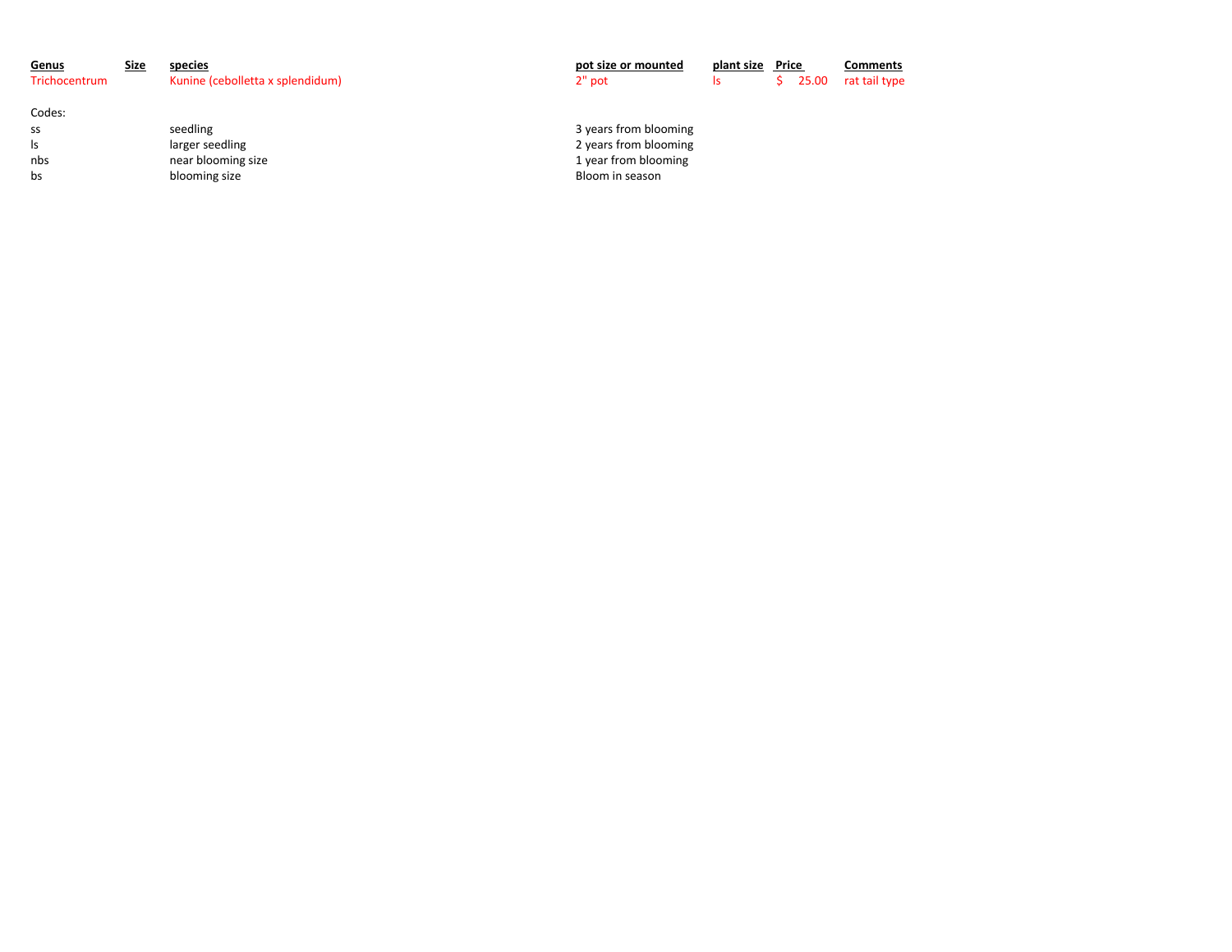| Genus | Size | species | pot size or mounted | plant size | Price | Comments |
|---|---|---|---|---|---|---|
| Trichocentrum | | Kunine (cebolletta x splendidum) | 2" pot | ls | $ 25.00 | rat tail type |

Codes:

| | | |
|---|---|---|
| ss | seedling | 3 years from blooming |
| ls | larger seedling | 2 years from blooming |
| nbs | near blooming size | 1 year from blooming |
| bs | blooming size | Bloom in season |